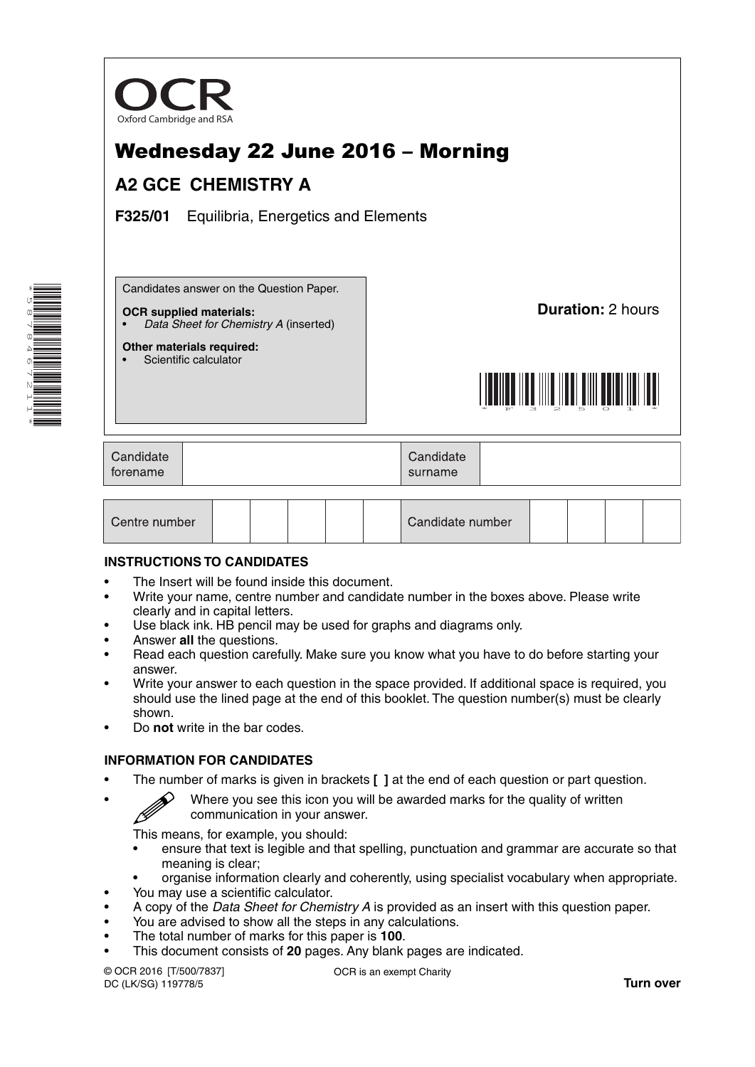OCR

Oxford Cambridge and RSA

# Wednesday 22 June 2016 – Morning

## A2 GCE CHEMISTRY A

**F325/01** Equilibria, Energetics and Elements

Candidates answer on the Question Paper.

**OCR supplied materials:**
- *Data Sheet for Chemistry A* (inserted)

**Other materials required:**
- Scientific calculator

**Duration:** 2 hours

| Candidate forename | | Candidate surname | |
|---|---|---|---|

| Centre number | | | | | | Candidate number | | | | |
|---|---|---|---|---|---|---|---|---|---|---|

### INSTRUCTIONS TO CANDIDATES

- The Insert will be found inside this document.
- Write your name, centre number and candidate number in the boxes above. Please write clearly and in capital letters.
- Use black ink. HB pencil may be used for graphs and diagrams only.
- Answer **all** the questions.
- Read each question carefully. Make sure you know what you have to do before starting your answer.
- Write your answer to each question in the space provided. If additional space is required, you should use the lined page at the end of this booklet. The question number(s) must be clearly shown.
- Do **not** write in the bar codes.

### INFORMATION FOR CANDIDATES

- The number of marks is given in brackets **[ ]** at the end of each question or part question.
- Where you see this icon you will be awarded marks for the quality of written communication in your answer.

  This means, for example, you should:
  - ensure that text is legible and that spelling, punctuation and grammar are accurate so that meaning is clear;
  - organise information clearly and coherently, using specialist vocabulary when appropriate.
- You may use a scientific calculator.
- A copy of the *Data Sheet for Chemistry A* is provided as an insert with this question paper.
- You are advised to show all the steps in any calculations.
- The total number of marks for this paper is **100**.
- This document consists of **20** pages. Any blank pages are indicated.

© OCR 2016 [T/500/7837]
DC (LK/SG) 119778/5

OCR is an exempt Charity

**Turn over**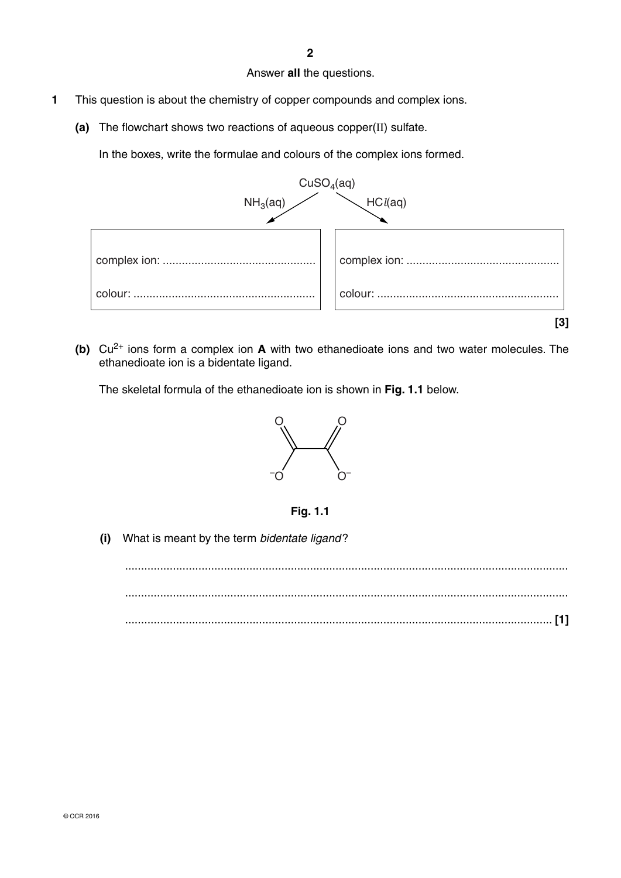Answer **all** the questions.

**1** This question is about the chemistry of copper compounds and complex ions.

**(a)** The flowchart shows two reactions of aqueous copper(II) sulfate.

In the boxes, write the formulae and colours of the complex ions formed.

$CuSO_4(aq)$

$NH_3(aq)$ ↙ ↘ $HCl(aq)$

| $NH_3(aq)$ | $HCl(aq)$ |
|---|---|
| complex ion: ............................................... | complex ion: ............................................... |
| colour: ........................................................ | colour: ........................................................ |

**[3]**

**(b)** $Cu^{2+}$ ions form a complex ion **A** with two ethanedioate ions and two water molecules. The ethanedioate ion is a bidentate ligand.

The skeletal formula of the ethanedioate ion is shown in **Fig. 1.1** below.

**Fig. 1.1**

**(i)** What is meant by the term *bidentate ligand*?

..........................................................................................................................................

..........................................................................................................................................

..................................................................................................................................... **[1]**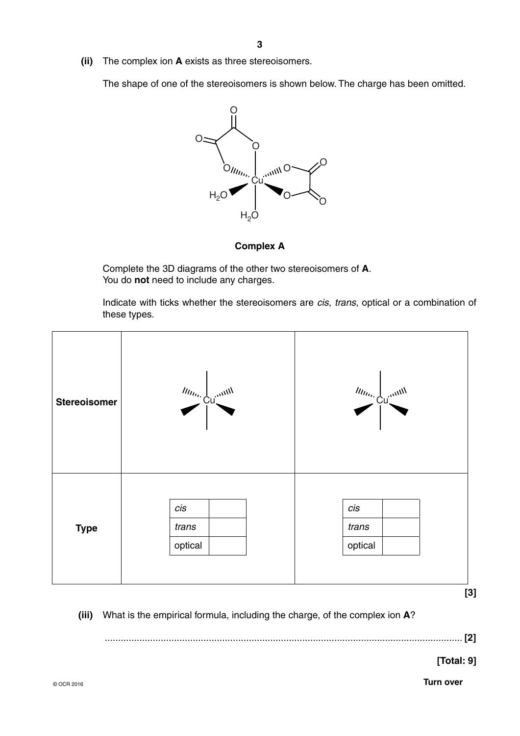**(ii)** The complex ion **A** exists as three stereoisomers.

The shape of one of the stereoisomers is shown below. The charge has been omitted.

**Complex A**

Complete the 3D diagrams of the other two stereoisomers of **A**.
You do **not** need to include any charges.

Indicate with ticks whether the stereoisomers are *cis*, *trans*, optical or a combination of these types.

| | | |
|---|---|---|
| **Stereoisomer** | Cu | Cu |
| **Type** | *cis* ☐<br>*trans* ☐<br>optical ☐ | *cis* ☐<br>*trans* ☐<br>optical ☐ |

**[3]**

**(iii)** What is the empirical formula, including the charge, of the complex ion **A**?

.................................................................................................................................... **[2]**

**[Total: 9]**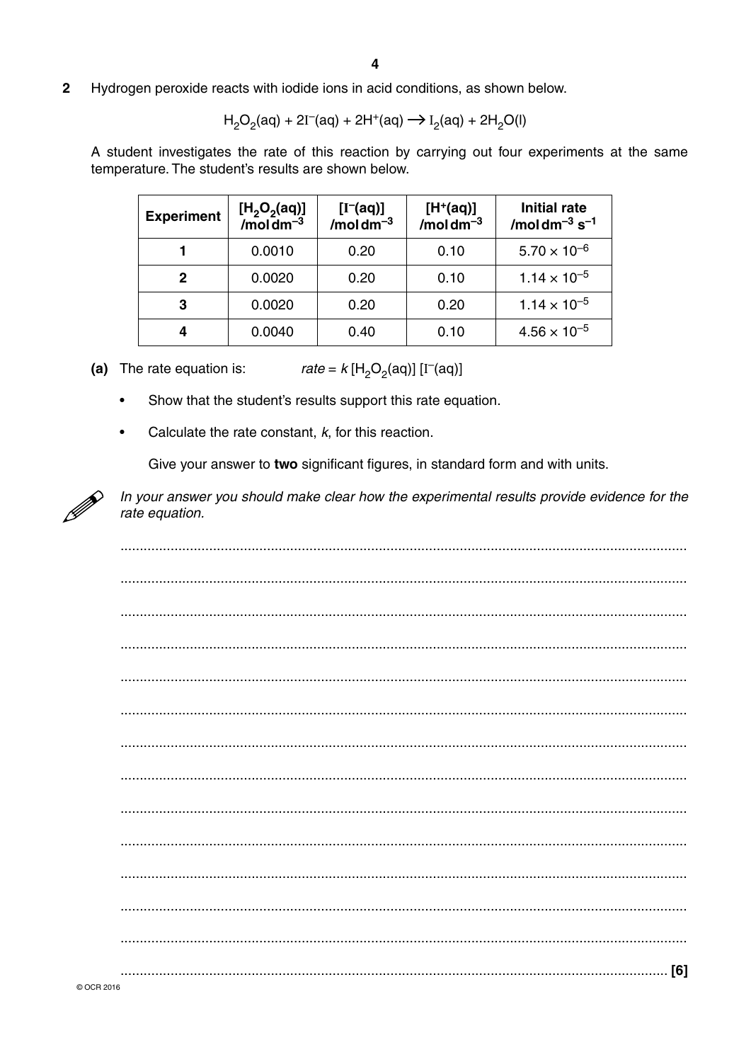**2** Hydrogen peroxide reacts with iodide ions in acid conditions, as shown below.

$$H_2O_2(aq) + 2I^-(aq) + 2H^+(aq) \rightarrow I_2(aq) + 2H_2O(l)$$

A student investigates the rate of this reaction by carrying out four experiments at the same temperature. The student's results are shown below.

| Experiment | $[H_2O_2(aq)]$ /mol dm$^{-3}$ | $[I^-(aq)]$ /mol dm$^{-3}$ | $[H^+(aq)]$ /mol dm$^{-3}$ | Initial rate /mol dm$^{-3}$ s$^{-1}$ |
|---|---|---|---|---|
| **1** | 0.0010 | 0.20 | 0.10 | $5.70 \times 10^{-6}$ |
| **2** | 0.0020 | 0.20 | 0.10 | $1.14 \times 10^{-5}$ |
| **3** | 0.0020 | 0.20 | 0.20 | $1.14 \times 10^{-5}$ |
| **4** | 0.0040 | 0.40 | 0.10 | $4.56 \times 10^{-5}$ |

**(a)** The rate equation is: *rate* = $k[H_2O_2(aq)][I^-(aq)]$

- Show that the student's results support this rate equation.
- Calculate the rate constant, $k$, for this reaction.

  Give your answer to **two** significant figures, in standard form and with units.

*In your answer you should make clear how the experimental results provide evidence for the rate equation.*

.................................................................................................................................................

.................................................................................................................................................

.................................................................................................................................................

.................................................................................................................................................

.................................................................................................................................................

.................................................................................................................................................

.................................................................................................................................................

.................................................................................................................................................

.................................................................................................................................................

.................................................................................................................................................

.................................................................................................................................................

.................................................................................................................................................

.................................................................................................................................................

................................................................................................................................................. **[6]**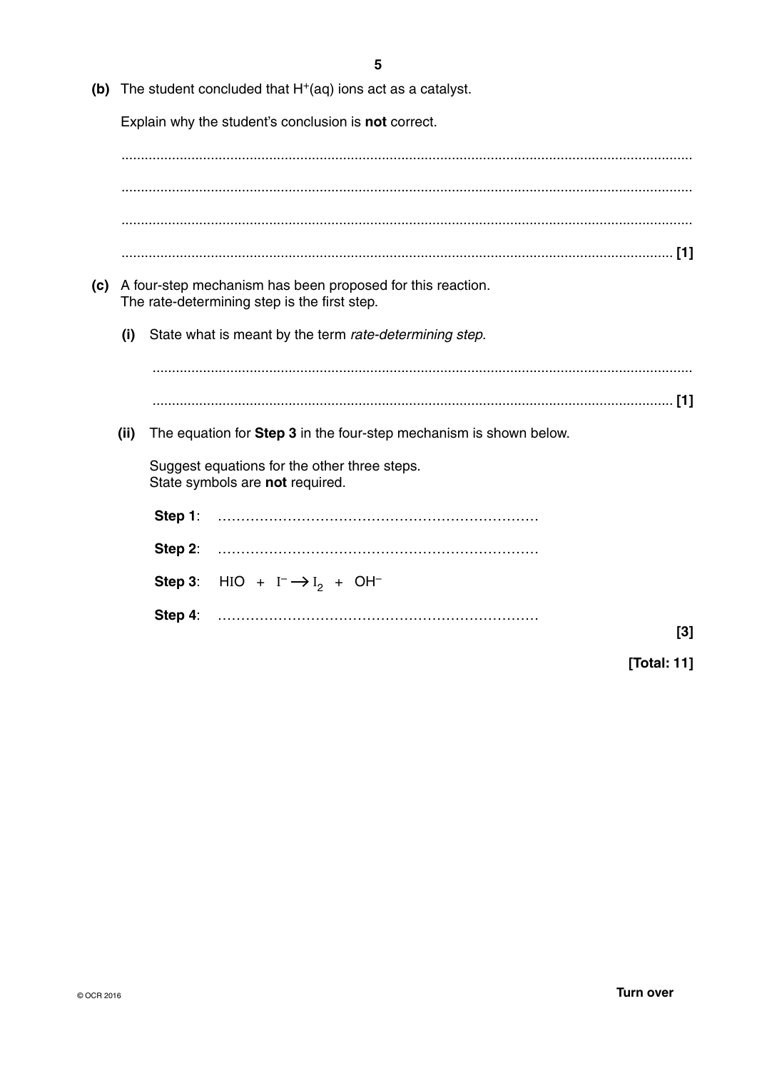**(b)** The student concluded that $H^+(aq)$ ions act as a catalyst.

Explain why the student's conclusion is **not** correct.

.......................................................................................................................................

.......................................................................................................................................

.......................................................................................................................................

....................................................................................................................................... **[1]**

**(c)** A four-step mechanism has been proposed for this reaction.
The rate-determining step is the first step.

**(i)** State what is meant by the term *rate-determining step*.

.......................................................................................................................................

....................................................................................................................................... **[1]**

**(ii)** The equation for **Step 3** in the four-step mechanism is shown below.

Suggest equations for the other three steps.
State symbols are **not** required.

**Step 1**: .......................................................................

**Step 2**: .......................................................................

**Step 3**: $HIO + I^- \rightarrow I_2 + OH^-$

**Step 4**: .......................................................................

**[3]**

**[Total: 11]**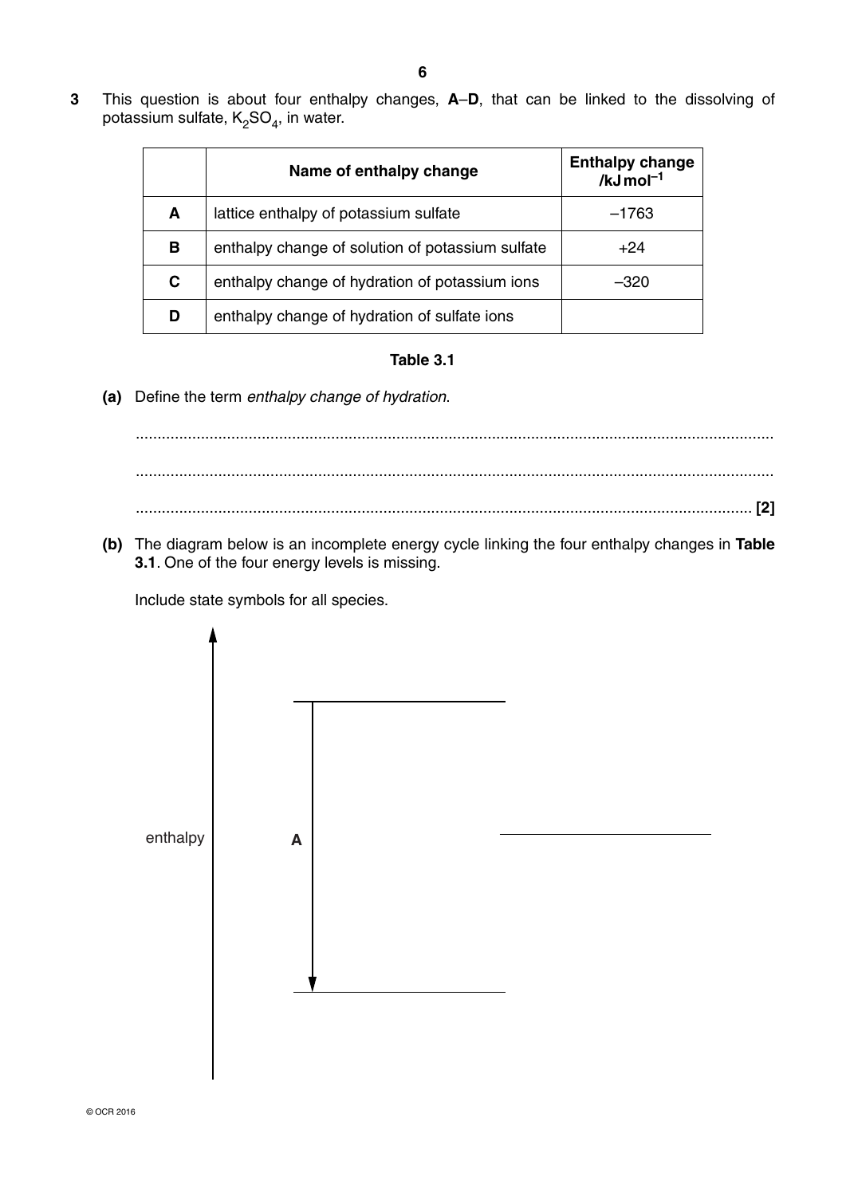**3** This question is about four enthalpy changes, **A**–**D**, that can be linked to the dissolving of potassium sulfate, $K_2SO_4$, in water.

| | Name of enthalpy change | Enthalpy change /kJ mol$^{-1}$ |
|---|---|---|
| **A** | lattice enthalpy of potassium sulfate | –1763 |
| **B** | enthalpy change of solution of potassium sulfate | +24 |
| **C** | enthalpy change of hydration of potassium ions | –320 |
| **D** | enthalpy change of hydration of sulfate ions | |

**Table 3.1**

**(a)** Define the term *enthalpy change of hydration*.

.................................................................................................................................................

.................................................................................................................................................

................................................................................................................................................. **[2]**

**(b)** The diagram below is an incomplete energy cycle linking the four enthalpy changes in **Table 3.1**. One of the four energy levels is missing.

Include state symbols for all species.

enthalpy

**A**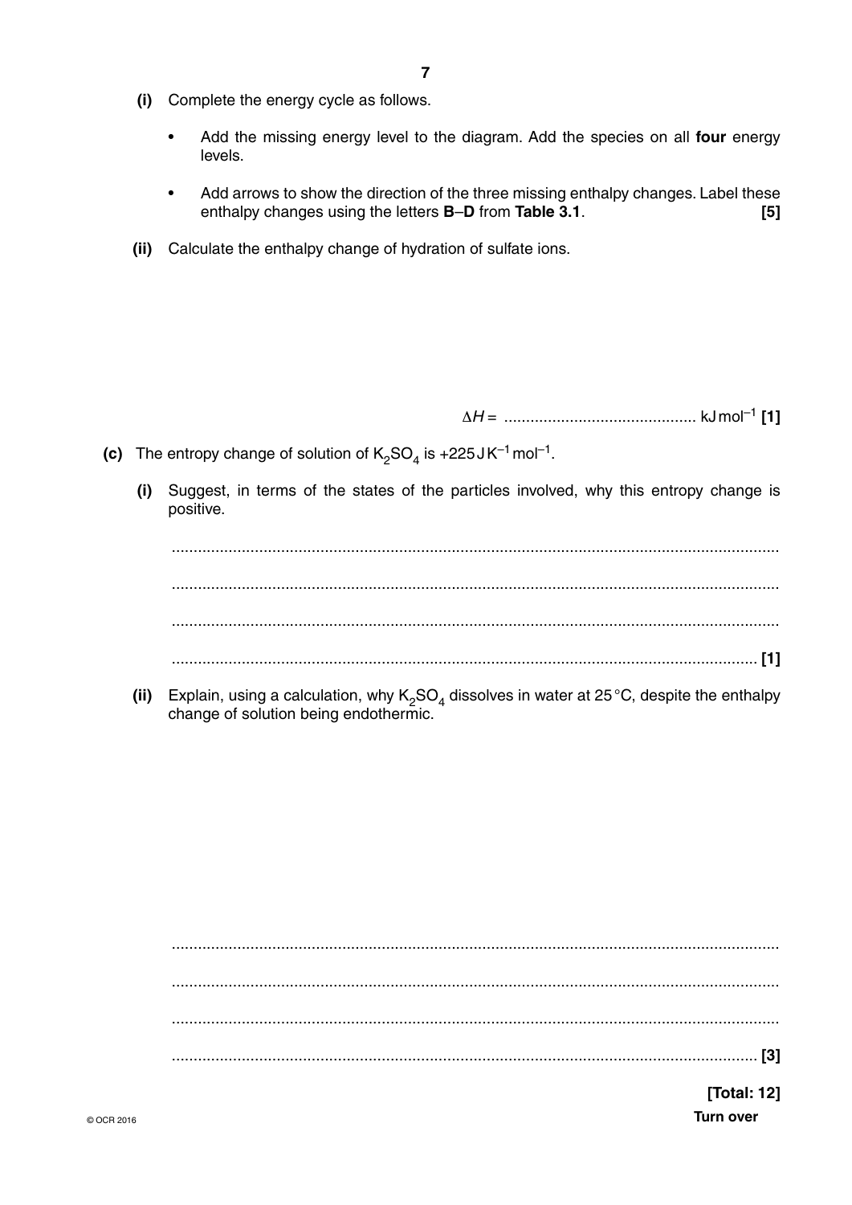**(i)** Complete the energy cycle as follows.

- Add the missing energy level to the diagram. Add the species on all **four** energy levels.
- Add arrows to show the direction of the three missing enthalpy changes. Label these enthalpy changes using the letters **B**–**D** from **Table 3.1**. **[5]**

**(ii)** Calculate the enthalpy change of hydration of sulfate ions.

$\Delta H$ = ............................................ $kJ\,mol^{-1}$ **[1]**

**(c)** The entropy change of solution of $K_2SO_4$ is $+225\,J\,K^{-1}\,mol^{-1}$.

**(i)** Suggest, in terms of the states of the particles involved, why this entropy change is positive.

...........................................................................................................................................

...........................................................................................................................................

...........................................................................................................................................

...................................................................................................................................... **[1]**

**(ii)** Explain, using a calculation, why $K_2SO_4$ dissolves in water at 25 °C, despite the enthalpy change of solution being endothermic.

...........................................................................................................................................

...........................................................................................................................................

...........................................................................................................................................

...................................................................................................................................... **[3]**

**[Total: 12]**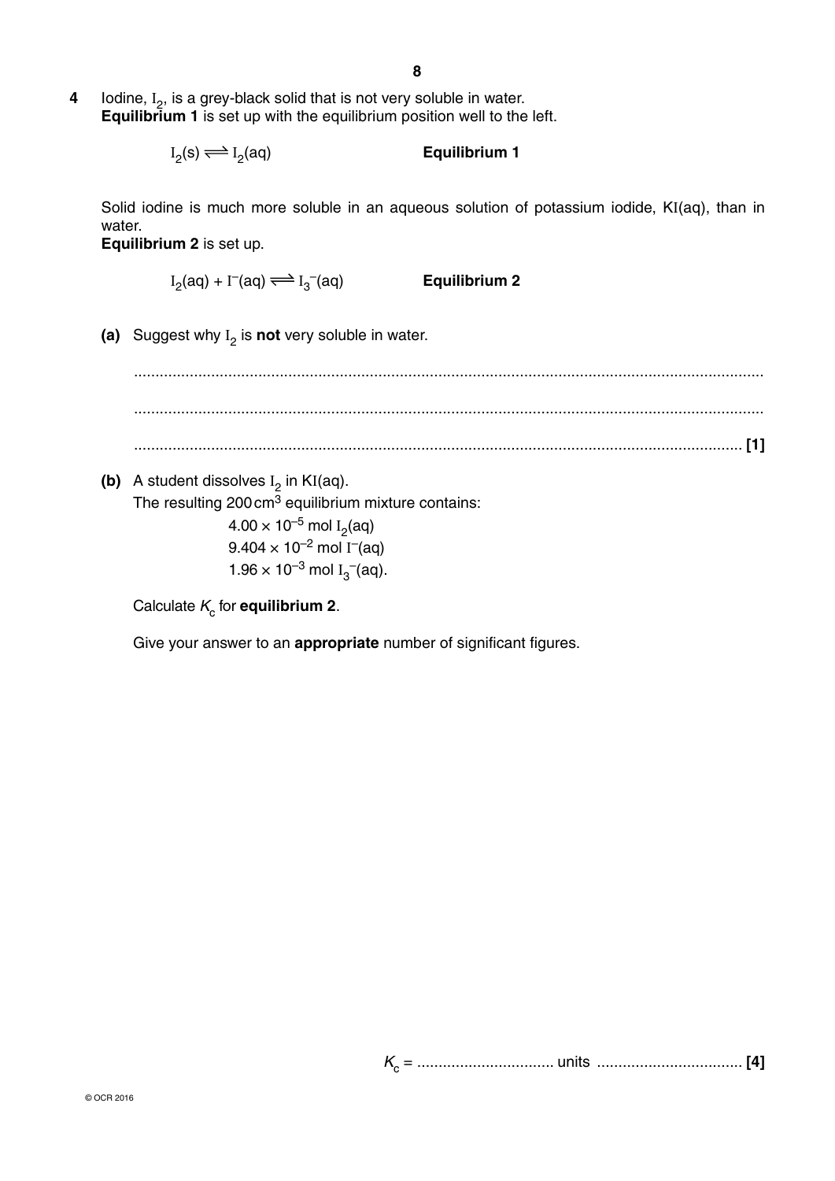**4** Iodine, $I_2$, is a grey-black solid that is not very soluble in water.
**Equilibrium 1** is set up with the equilibrium position well to the left.

$$I_2(s) \rightleftharpoons I_2(aq) \qquad \textbf{Equilibrium 1}$$

Solid iodine is much more soluble in an aqueous solution of potassium iodide, KI(aq), than in water.
**Equilibrium 2** is set up.

$$I_2(aq) + I^-(aq) \rightleftharpoons I_3^-(aq) \qquad \textbf{Equilibrium 2}$$

**(a)** Suggest why $I_2$ is **not** very soluble in water.

..................................................................................................................................................

..................................................................................................................................................

.............................................................................................................................................. **[1]**

**(b)** A student dissolves $I_2$ in KI(aq).
The resulting 200 cm$^3$ equilibrium mixture contains:

$4.00 \times 10^{-5}$ mol $I_2$(aq)
$9.404 \times 10^{-2}$ mol $I^-$(aq)
$1.96 \times 10^{-3}$ mol $I_3^-$(aq).

Calculate $K_c$ for **equilibrium 2**.

Give your answer to an **appropriate** number of significant figures.

$K_c$ = ................................ units .................................. **[4]**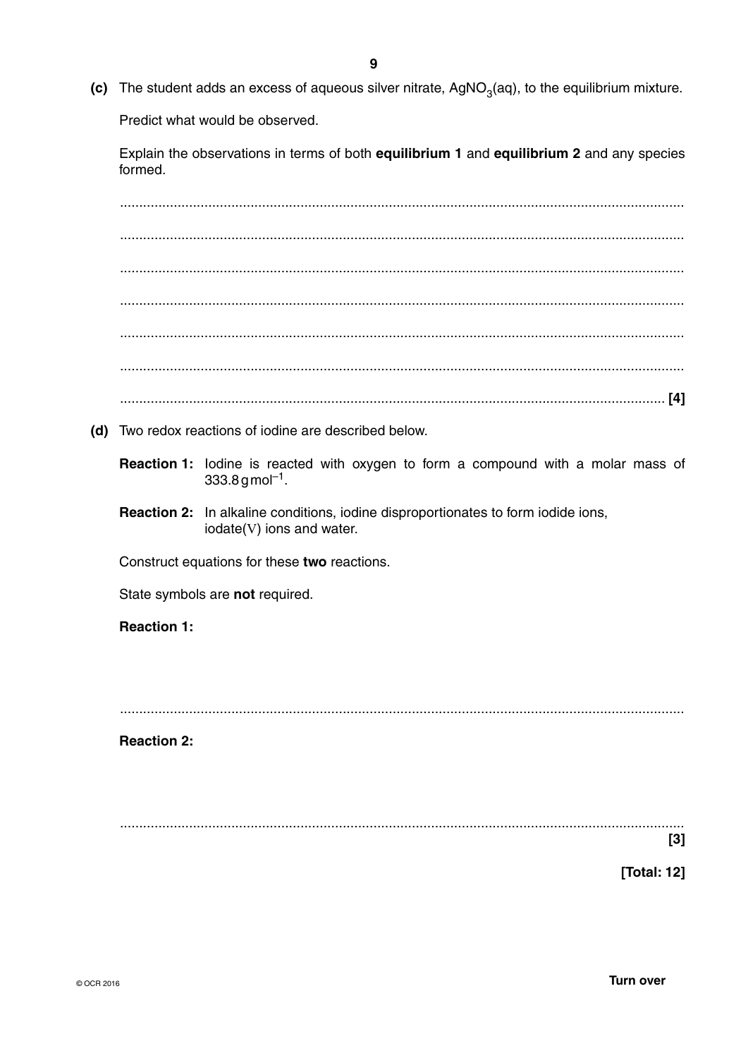**(c)** The student adds an excess of aqueous silver nitrate, $AgNO_3(aq)$, to the equilibrium mixture.

Predict what would be observed.

Explain the observations in terms of both **equilibrium 1** and **equilibrium 2** and any species formed.

.................................................................................................................................................

.................................................................................................................................................

.................................................................................................................................................

.................................................................................................................................................

.................................................................................................................................................

.................................................................................................................................................

............................................................................................................................................. **[4]**

**(d)** Two redox reactions of iodine are described below.

**Reaction 1:** Iodine is reacted with oxygen to form a compound with a molar mass of $333.8\,g\,mol^{-1}$.

**Reaction 2:** In alkaline conditions, iodine disproportionates to form iodide ions, iodate(V) ions and water.

Construct equations for these **two** reactions.

State symbols are **not** required.

**Reaction 1:**

.................................................................................................................................................

**Reaction 2:**

.................................................................................................................................................

**[3]**

**[Total: 12]**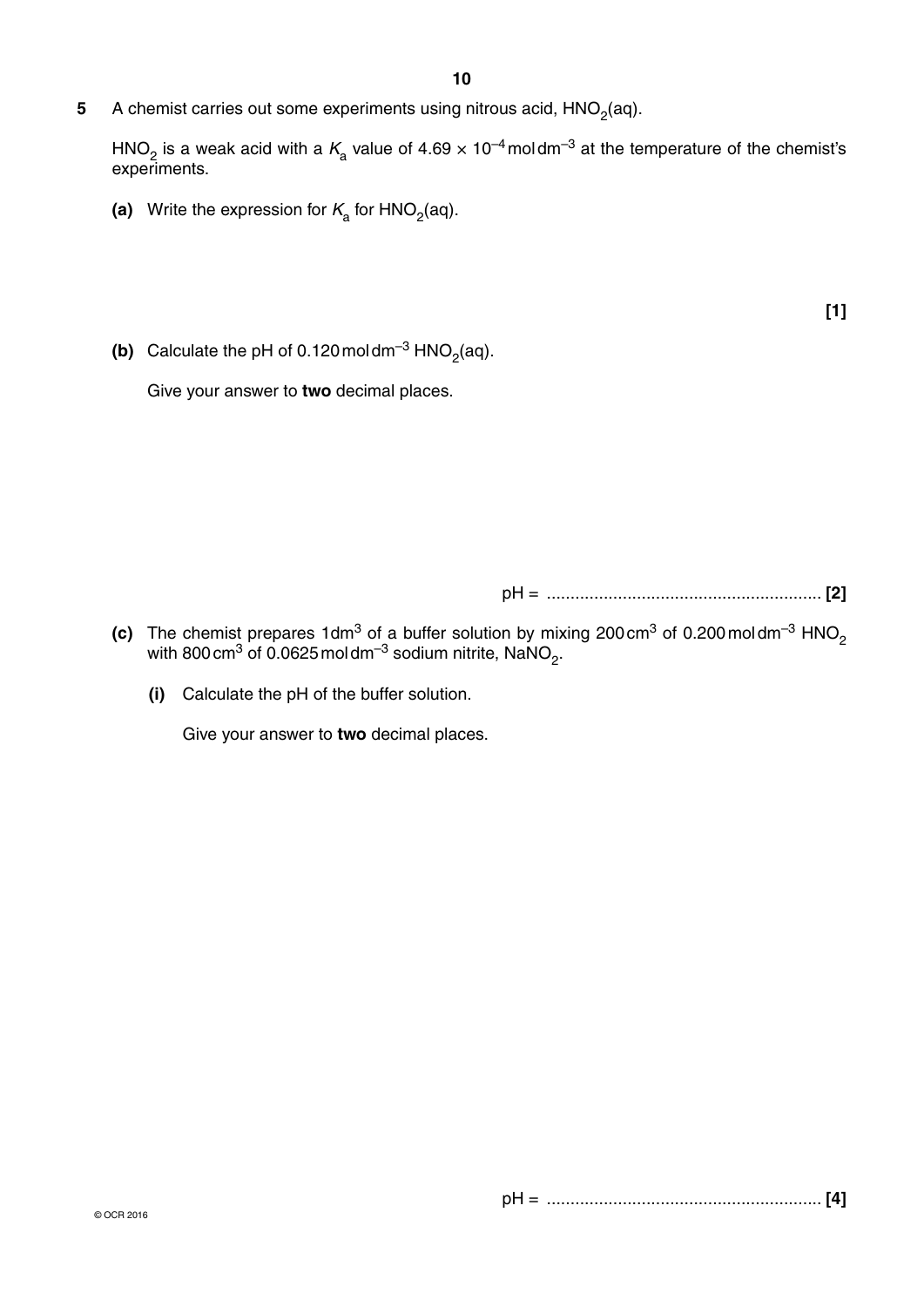**5** A chemist carries out some experiments using nitrous acid, $HNO_2(aq)$.

$HNO_2$ is a weak acid with a $K_a$ value of $4.69 \times 10^{-4}\ \text{mol dm}^{-3}$ at the temperature of the chemist's experiments.

**(a)** Write the expression for $K_a$ for $HNO_2(aq)$.

**[1]**

**(b)** Calculate the pH of $0.120\ \text{mol dm}^{-3}$ $HNO_2(aq)$.

Give your answer to **two** decimal places.

pH = .......................................................... **[2]**

**(c)** The chemist prepares $1\ \text{dm}^3$ of a buffer solution by mixing $200\ \text{cm}^3$ of $0.200\ \text{mol dm}^{-3}$ $HNO_2$ with $800\ \text{cm}^3$ of $0.0625\ \text{mol dm}^{-3}$ sodium nitrite, $NaNO_2$.

**(i)** Calculate the pH of the buffer solution.

Give your answer to **two** decimal places.

pH = .......................................................... **[4]**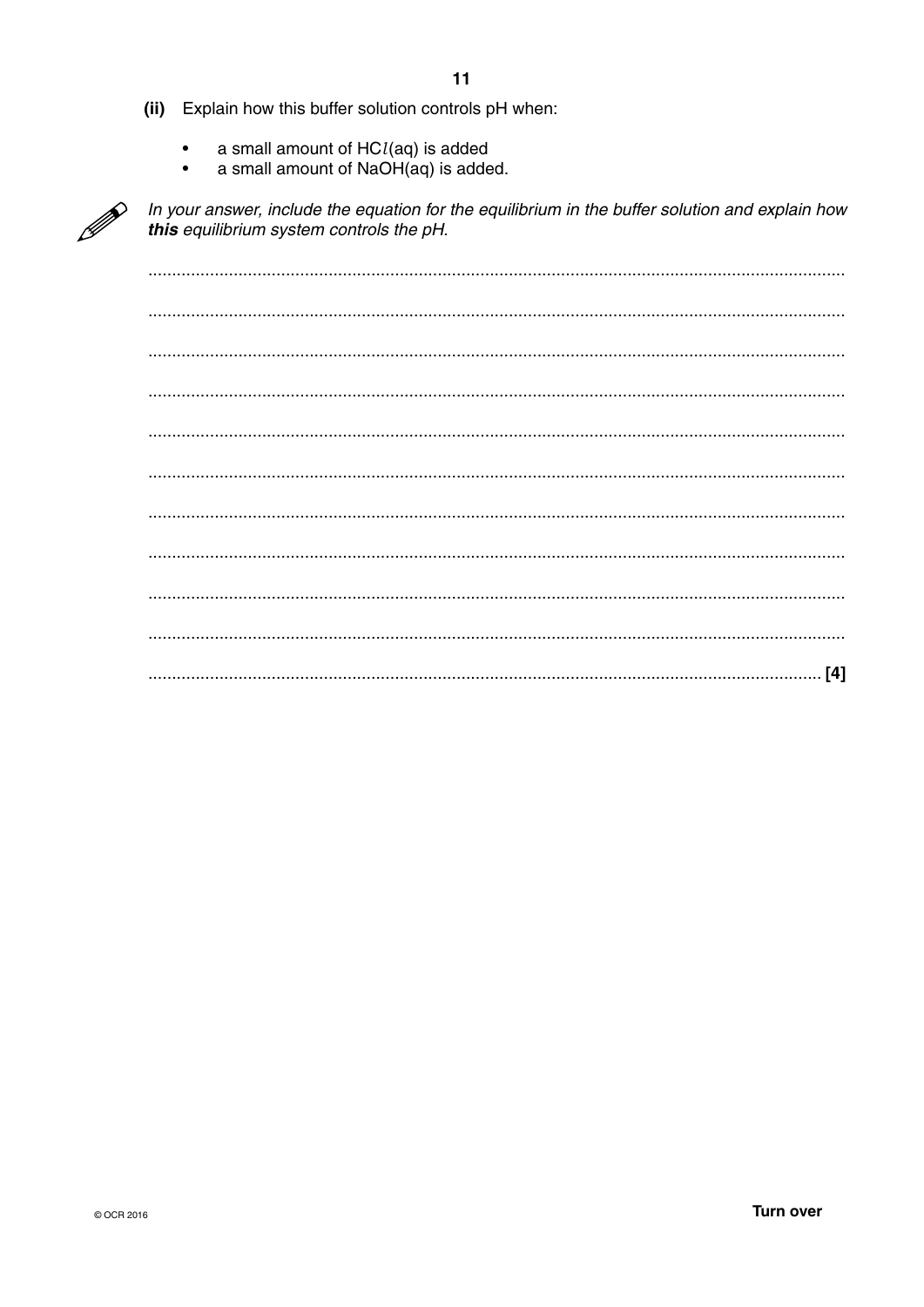**(ii)** Explain how this buffer solution controls pH when:

- a small amount of $HCl(aq)$ is added
- a small amount of $NaOH(aq)$ is added.

*In your answer, include the equation for the equilibrium in the buffer solution and explain how **this** equilibrium system controls the pH.*

..................................................................................................................................................

..................................................................................................................................................

..................................................................................................................................................

..................................................................................................................................................

..................................................................................................................................................

..................................................................................................................................................

..................................................................................................................................................

..................................................................................................................................................

..................................................................................................................................................

..................................................................................................................................................

.............................................................................................................................................. [4]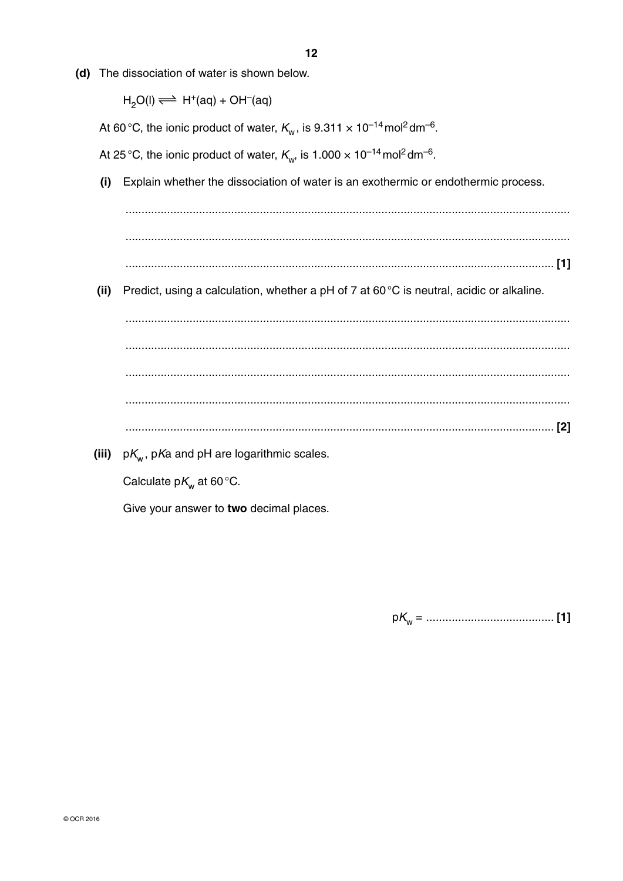**(d)** The dissociation of water is shown below.

$$H_2O(l) \rightleftharpoons H^+(aq) + OH^-(aq)$$

At 60 °C, the ionic product of water, $K_w$, is $9.311 \times 10^{-14}\,\text{mol}^2\,\text{dm}^{-6}$.

At 25 °C, the ionic product of water, $K_w$, is $1.000 \times 10^{-14}\,\text{mol}^2\,\text{dm}^{-6}$.

**(i)** Explain whether the dissociation of water is an exothermic or endothermic process.

..........................................................................................................................................

..........................................................................................................................................

.................................................................................................................................... **[1]**

**(ii)** Predict, using a calculation, whether a pH of 7 at 60 °C is neutral, acidic or alkaline.

..........................................................................................................................................

..........................................................................................................................................

..........................................................................................................................................

..........................................................................................................................................

.................................................................................................................................... **[2]**

**(iii)** $pK_w$, $pK_a$ and pH are logarithmic scales.

Calculate $pK_w$ at 60 °C.

Give your answer to **two** decimal places.

$pK_w$ = ........................................ **[1]**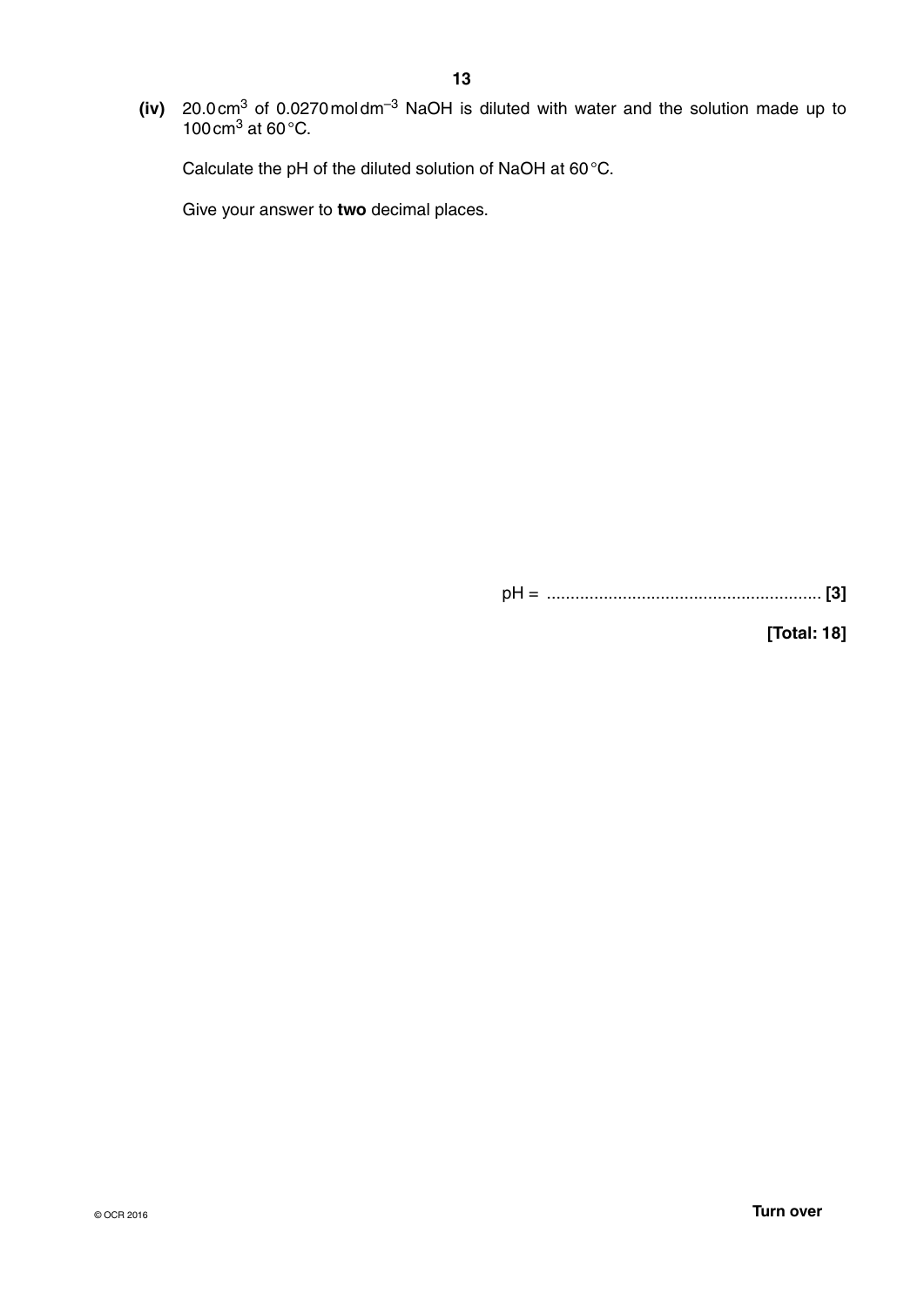**(iv)** 20.0 $cm^3$ of 0.0270 $mol\,dm^{-3}$ NaOH is diluted with water and the solution made up to 100 $cm^3$ at 60 °C.

Calculate the pH of the diluted solution of NaOH at 60 °C.

Give your answer to **two** decimal places.

pH = .......................................................... **[3]**

**[Total: 18]**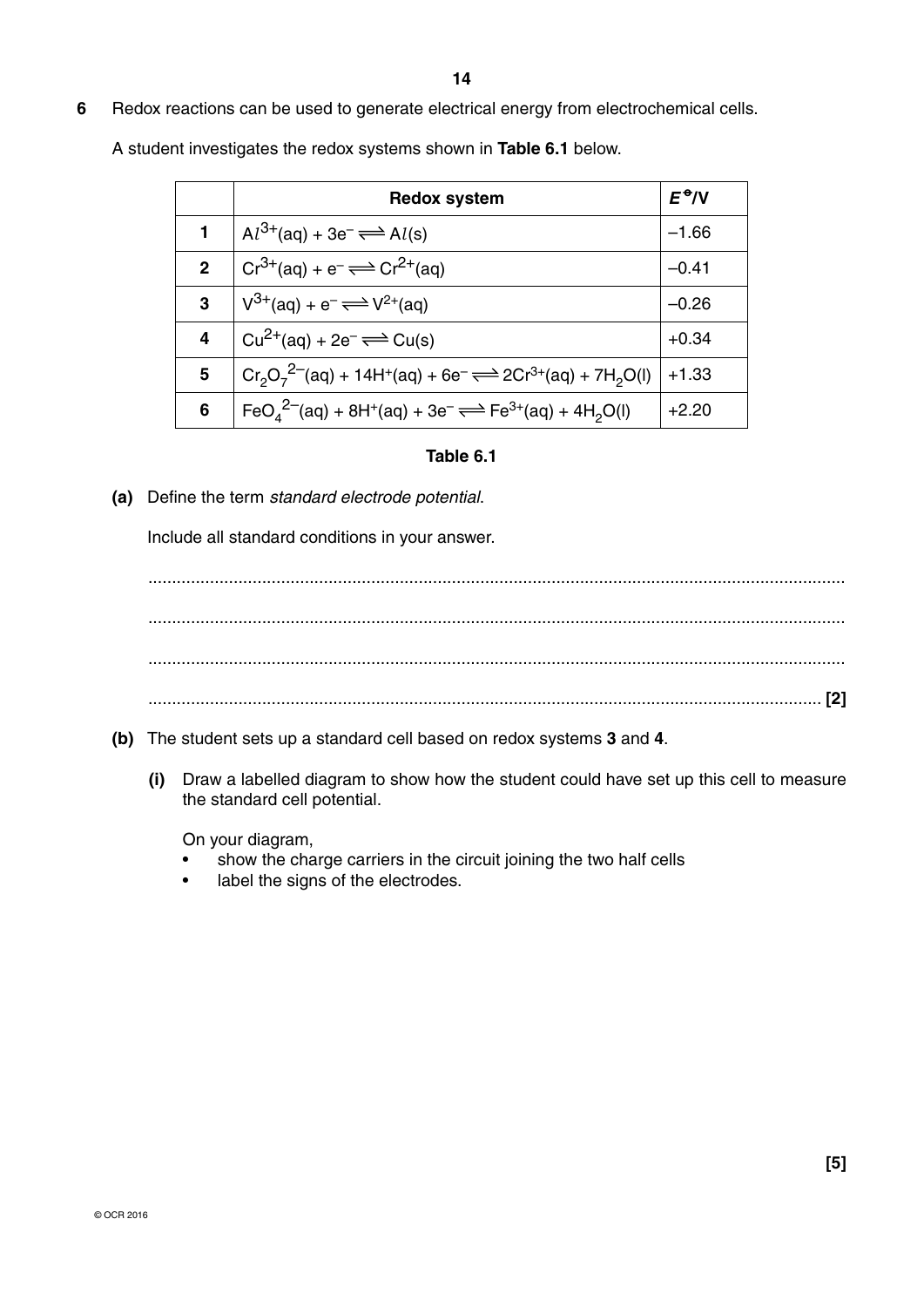**6** Redox reactions can be used to generate electrical energy from electrochemical cells.

A student investigates the redox systems shown in **Table 6.1** below.

| | Redox system | $E^{\ominus}$/V |
|---|---|---|
| **1** | $Al^{3+}(aq) + 3e^- \rightleftharpoons Al(s)$ | –1.66 |
| **2** | $Cr^{3+}(aq) + e^- \rightleftharpoons Cr^{2+}(aq)$ | –0.41 |
| **3** | $V^{3+}(aq) + e^- \rightleftharpoons V^{2+}(aq)$ | –0.26 |
| **4** | $Cu^{2+}(aq) + 2e^- \rightleftharpoons Cu(s)$ | +0.34 |
| **5** | $Cr_2O_7^{2-}(aq) + 14H^+(aq) + 6e^- \rightleftharpoons 2Cr^{3+}(aq) + 7H_2O(l)$ | +1.33 |
| **6** | $FeO_4^{2-}(aq) + 8H^+(aq) + 3e^- \rightleftharpoons Fe^{3+}(aq) + 4H_2O(l)$ | +2.20 |

**Table 6.1**

**(a)** Define the term *standard electrode potential*.

Include all standard conditions in your answer.

........................................................................................................................................

........................................................................................................................................

........................................................................................................................................

........................................................................................................................................ **[2]**

**(b)** The student sets up a standard cell based on redox systems **3** and **4**.

**(i)** Draw a labelled diagram to show how the student could have set up this cell to measure the standard cell potential.

On your diagram,
- show the charge carriers in the circuit joining the two half cells
- label the signs of the electrodes.

**[5]**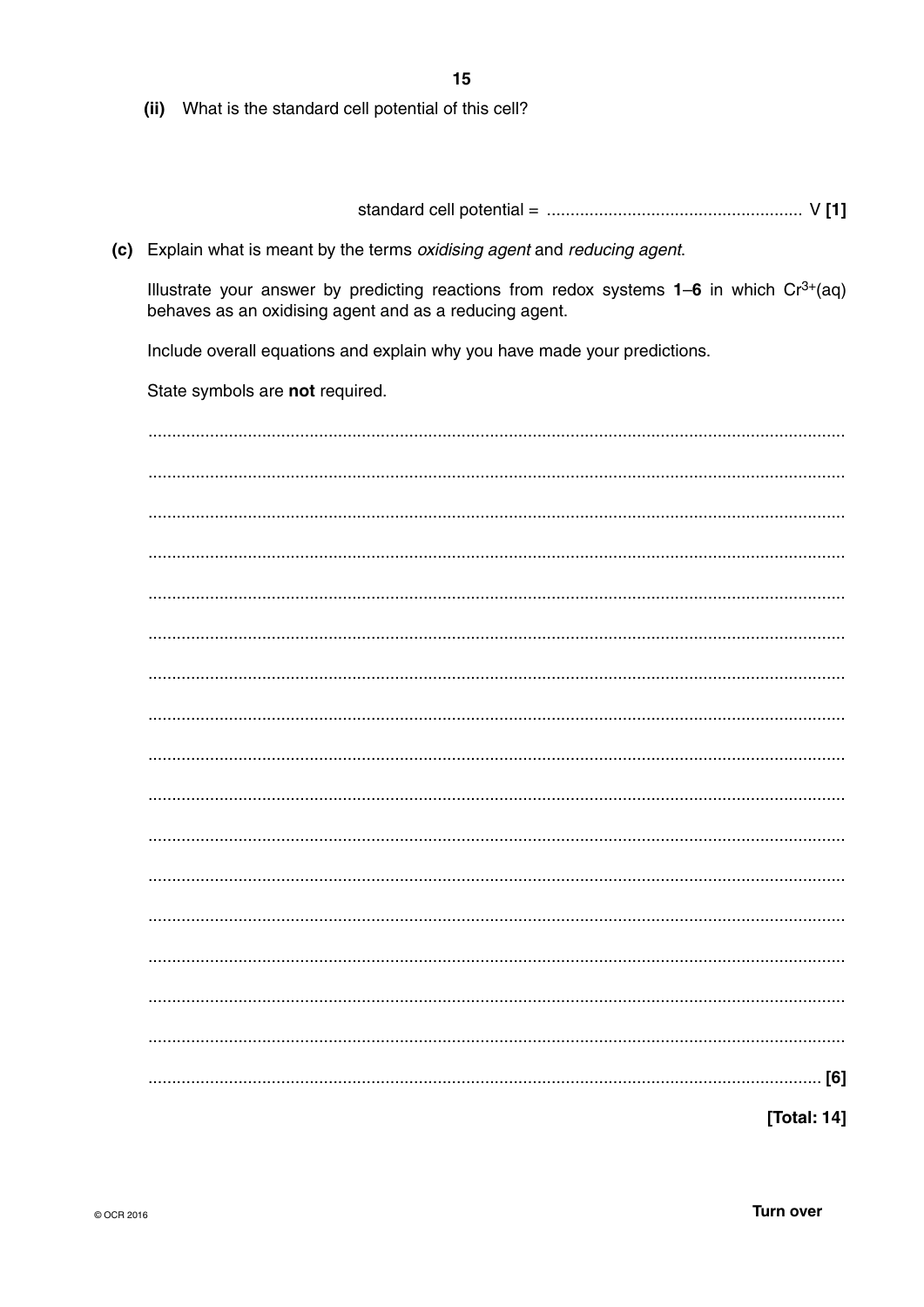**(ii)** What is the standard cell potential of this cell?

standard cell potential = ...................................................... V **[1]**

**(c)** Explain what is meant by the terms *oxidising agent* and *reducing agent*.

Illustrate your answer by predicting reactions from redox systems **1**–**6** in which $Cr^{3+}$(aq) behaves as an oxidising agent and as a reducing agent.

Include overall equations and explain why you have made your predictions.

State symbols are **not** required.

..................................................................................................................................................

..................................................................................................................................................

..................................................................................................................................................

..................................................................................................................................................

..................................................................................................................................................

..................................................................................................................................................

..................................................................................................................................................

..................................................................................................................................................

..................................................................................................................................................

..................................................................................................................................................

..................................................................................................................................................

..................................................................................................................................................

..................................................................................................................................................

..................................................................................................................................................

..................................................................................................................................................

..................................................................................................................................................

.................................................................................................................................................. **[6]**

**[Total: 14]**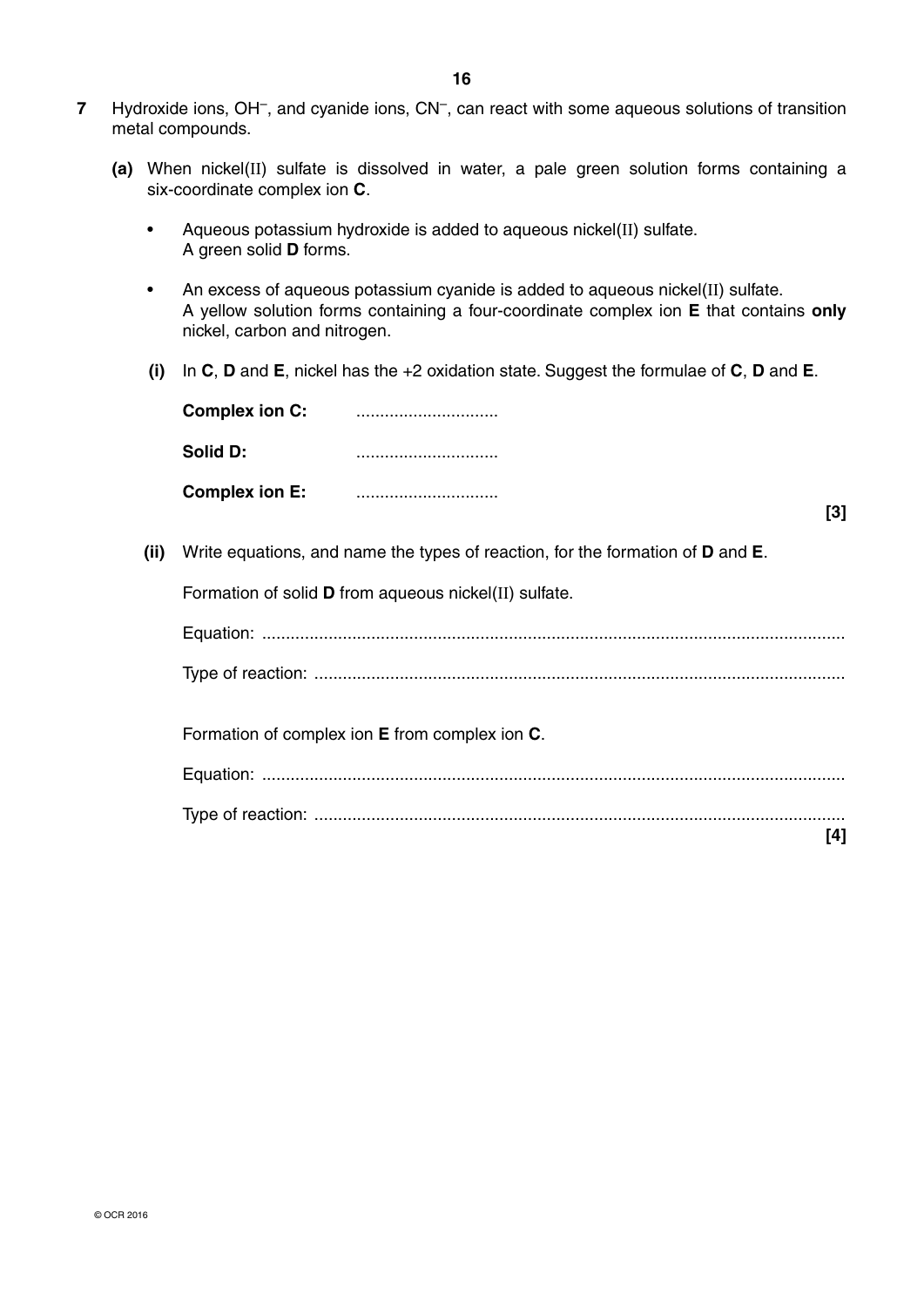**7** Hydroxide ions, $OH^-$, and cyanide ions, $CN^-$, can react with some aqueous solutions of transition metal compounds.

**(a)** When nickel(II) sulfate is dissolved in water, a pale green solution forms containing a six-coordinate complex ion **C**.

- Aqueous potassium hydroxide is added to aqueous nickel(II) sulfate. A green solid **D** forms.
- An excess of aqueous potassium cyanide is added to aqueous nickel(II) sulfate. A yellow solution forms containing a four-coordinate complex ion **E** that contains **only** nickel, carbon and nitrogen.

**(i)** In **C**, **D** and **E**, nickel has the +2 oxidation state. Suggest the formulae of **C**, **D** and **E**.

**Complex ion C:** ..............................

**Solid D:** ..............................

**Complex ion E:** ..............................

**[3]**

**(ii)** Write equations, and name the types of reaction, for the formation of **D** and **E**.

Formation of solid **D** from aqueous nickel(II) sulfate.

Equation: ..........................................................................................................................

Type of reaction: ...............................................................................................................

Formation of complex ion **E** from complex ion **C**.

Equation: ..........................................................................................................................

Type of reaction: ...............................................................................................................

**[4]**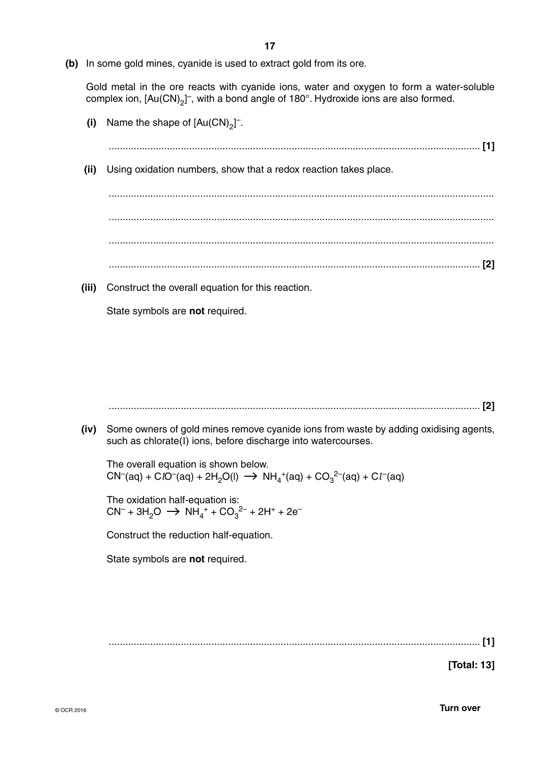**(b)** In some gold mines, cyanide is used to extract gold from its ore.

Gold metal in the ore reacts with cyanide ions, water and oxygen to form a water-soluble complex ion, $[Au(CN)_2]^-$, with a bond angle of 180°. Hydroxide ions are also formed.

**(i)** Name the shape of $[Au(CN)_2]^-$.

............................................................................................................................................ **[1]**

**(ii)** Using oxidation numbers, show that a redox reaction takes place.

...............................................................................................................................................

...............................................................................................................................................

...............................................................................................................................................

............................................................................................................................................ **[2]**

**(iii)** Construct the overall equation for this reaction.

State symbols are **not** required.

............................................................................................................................................ **[2]**

**(iv)** Some owners of gold mines remove cyanide ions from waste by adding oxidising agents, such as chlorate(I) ions, before discharge into watercourses.

The overall equation is shown below.

$CN^-(aq) + ClO^-(aq) + 2H_2O(l) \rightarrow NH_4^+(aq) + CO_3^{2-}(aq) + Cl^-(aq)$

The oxidation half-equation is:

$CN^- + 3H_2O \rightarrow NH_4^+ + CO_3^{2-} + 2H^+ + 2e^-$

Construct the reduction half-equation.

State symbols are **not** required.

............................................................................................................................................ **[1]**

**[Total: 13]**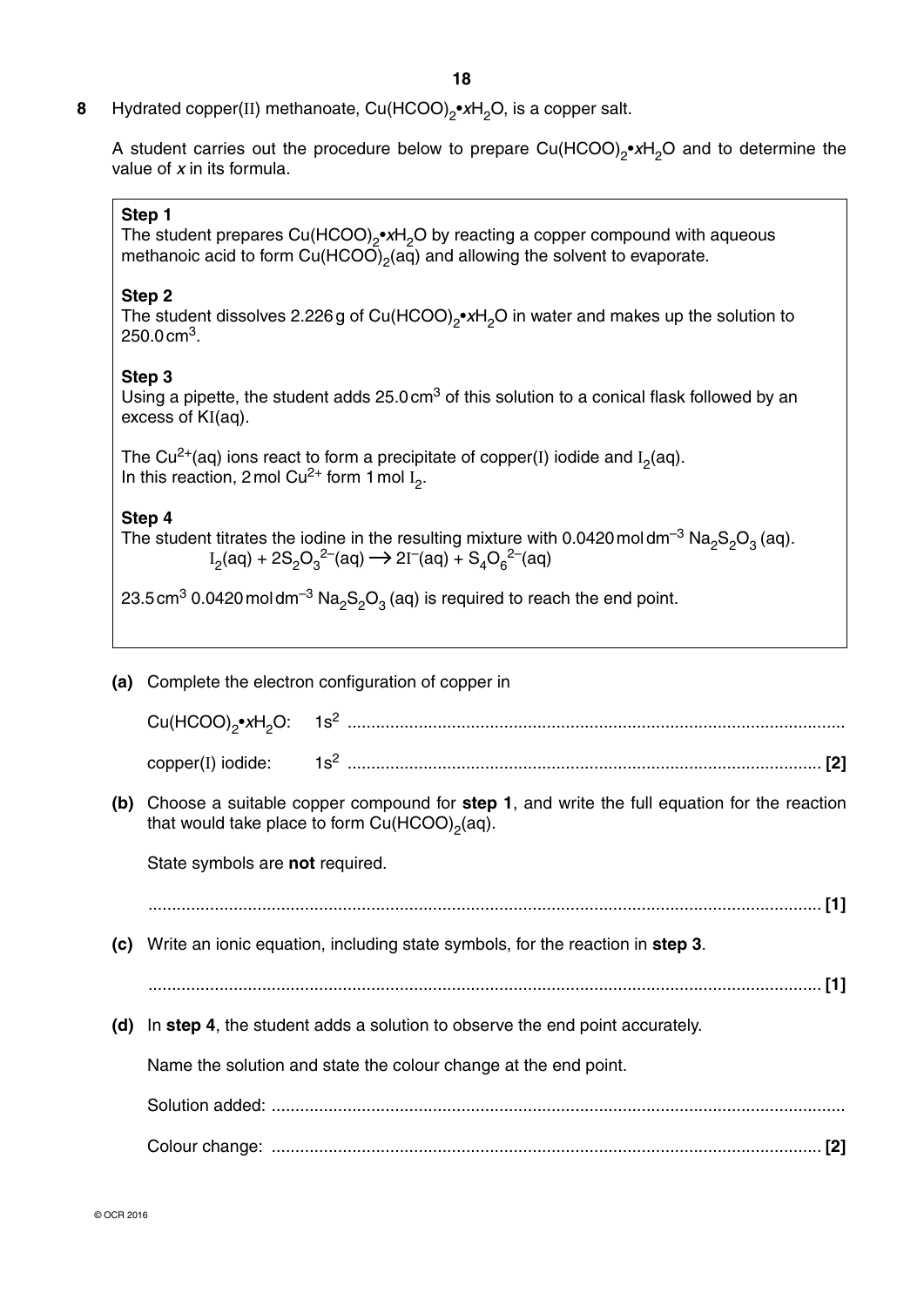**8** Hydrated copper(II) methanoate, $Cu(HCOO)_2{\bullet}xH_2O$, is a copper salt.

A student carries out the procedure below to prepare $Cu(HCOO)_2{\bullet}xH_2O$ and to determine the value of $x$ in its formula.

> **Step 1**
> The student prepares $Cu(HCOO)_2{\bullet}xH_2O$ by reacting a copper compound with aqueous methanoic acid to form $Cu(HCOO)_2(aq)$ and allowing the solvent to evaporate.
>
> **Step 2**
> The student dissolves 2.226 g of $Cu(HCOO)_2{\bullet}xH_2O$ in water and makes up the solution to $250.0\,cm^3$.
>
> **Step 3**
> Using a pipette, the student adds $25.0\,cm^3$ of this solution to a conical flask followed by an excess of KI(aq).
>
> The $Cu^{2+}(aq)$ ions react to form a precipitate of copper(I) iodide and $I_2(aq)$.
> In this reaction, 2 mol $Cu^{2+}$ form 1 mol $I_2$.
>
> **Step 4**
> The student titrates the iodine in the resulting mixture with $0.0420\,mol\,dm^{-3}$ $Na_2S_2O_3$ (aq).
> $$I_2(aq) + 2S_2O_3^{2-}(aq) \rightarrow 2I^-(aq) + S_4O_6^{2-}(aq)$$
>
> $23.5\,cm^3$ $0.0420\,mol\,dm^{-3}$ $Na_2S_2O_3$ (aq) is required to reach the end point.

**(a)** Complete the electron configuration of copper in

$Cu(HCOO)_2{\bullet}xH_2O$: $1s^2$ ..........................................................................................

copper(I) iodide: $1s^2$ .......................................................................................... **[2]**

**(b)** Choose a suitable copper compound for **step 1**, and write the full equation for the reaction that would take place to form $Cu(HCOO)_2(aq)$.

State symbols are **not** required.

.......................................................................................................................... **[1]**

**(c)** Write an ionic equation, including state symbols, for the reaction in **step 3**.

.......................................................................................................................... **[1]**

**(d)** In **step 4**, the student adds a solution to observe the end point accurately.

Name the solution and state the colour change at the end point.

Solution added: ..........................................................................................................

Colour change: .......................................................................................................... **[2]**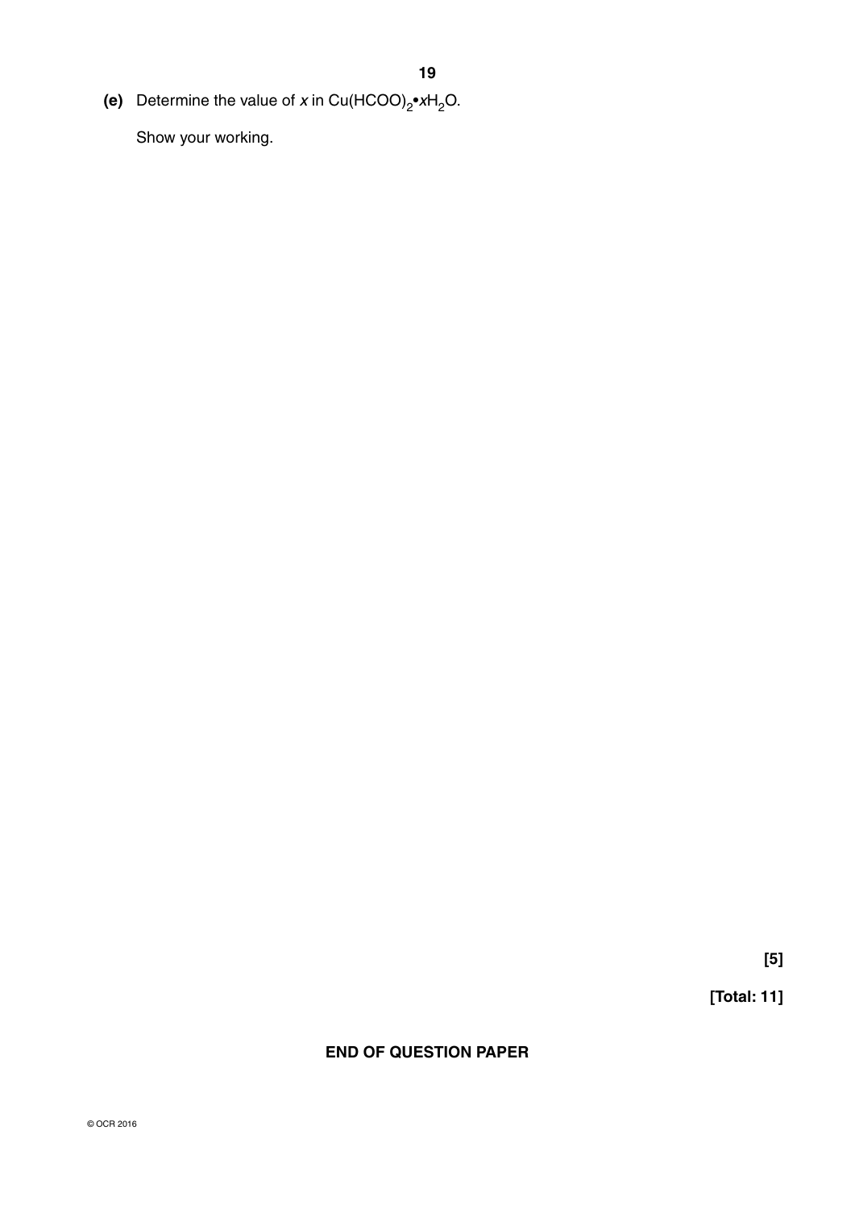**(e)** Determine the value of *x* in $Cu(HCOO)_2 \bullet xH_2O$.

Show your working.

**[5]**

**[Total: 11]**

**END OF QUESTION PAPER**

© OCR 2016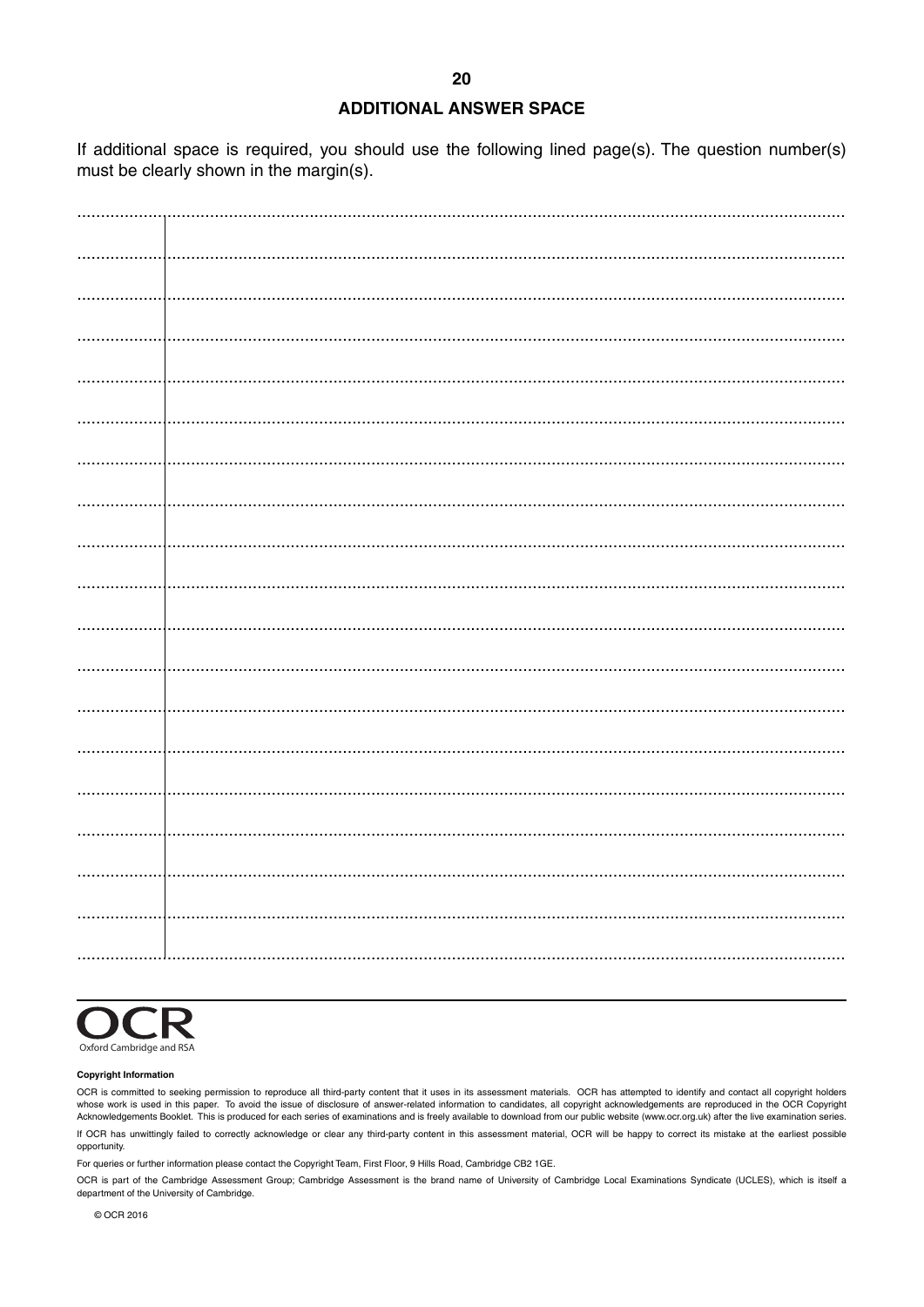## ADDITIONAL ANSWER SPACE

If additional space is required, you should use the following lined page(s). The question number(s) must be clearly shown in the margin(s).

OCR
Oxford Cambridge and RSA

**Copyright Information**

OCR is committed to seeking permission to reproduce all third-party content that it uses in its assessment materials. OCR has attempted to identify and contact all copyright holders whose work is used in this paper. To avoid the issue of disclosure of answer-related information to candidates, all copyright acknowledgements are reproduced in the OCR Copyright Acknowledgements Booklet. This is produced for each series of examinations and is freely available to download from our public website (www.ocr.org.uk) after the live examination series.

If OCR has unwittingly failed to correctly acknowledge or clear any third-party content in this assessment material, OCR will be happy to correct its mistake at the earliest possible opportunity.

For queries or further information please contact the Copyright Team, First Floor, 9 Hills Road, Cambridge CB2 1GE.

OCR is part of the Cambridge Assessment Group; Cambridge Assessment is the brand name of University of Cambridge Local Examinations Syndicate (UCLES), which is itself a department of the University of Cambridge.

© OCR 2016